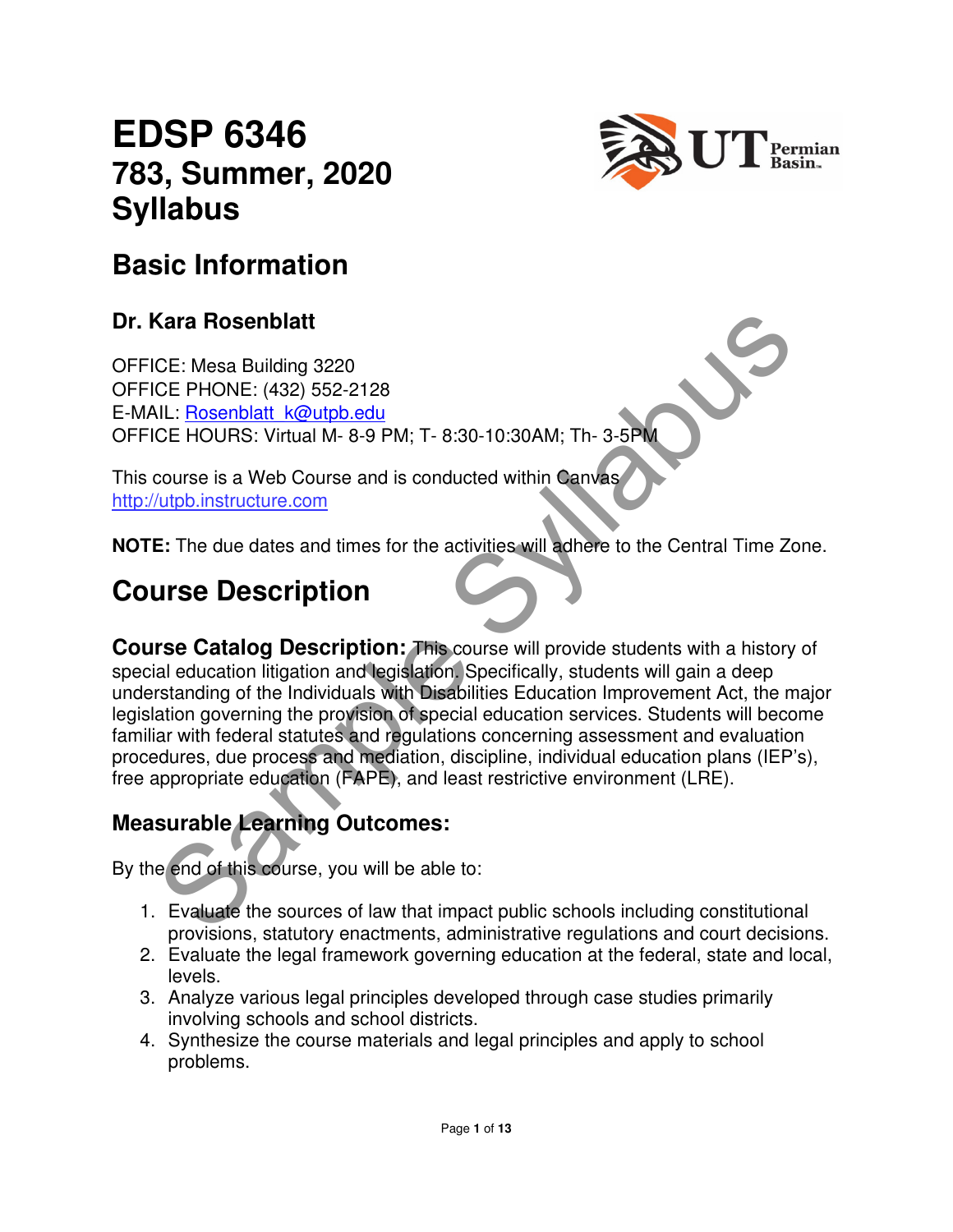# EDSP 6346
## 783, Summer, 2020
## Syllabus

# Basic Information

### Dr. Kara Rosenblatt

OFFICE: Mesa Building 3220
OFFICE PHONE: (432) 552-2128
E-MAIL: Rosenblatt_k@utpb.edu
OFFICE HOURS: Virtual M- 8-9 PM; T- 8:30-10:30AM; Th- 3-5PM

This course is a Web Course and is conducted within Canvas
http://utpb.instructure.com

**NOTE:** The due dates and times for the activities will adhere to the Central Time Zone.

# Course Description

**Course Catalog Description:** This course will provide students with a history of special education litigation and legislation. Specifically, students will gain a deep understanding of the Individuals with Disabilities Education Improvement Act, the major legislation governing the provision of special education services. Students will become familiar with federal statutes and regulations concerning assessment and evaluation procedures, due process and mediation, discipline, individual education plans (IEP's), free appropriate education (FAPE), and least restrictive environment (LRE).

### Measurable Learning Outcomes:

By the end of this course, you will be able to:

1. Evaluate the sources of law that impact public schools including constitutional provisions, statutory enactments, administrative regulations and court decisions.
2. Evaluate the legal framework governing education at the federal, state and local, levels.
3. Analyze various legal principles developed through case studies primarily involving schools and school districts.
4. Synthesize the course materials and legal principles and apply to school problems.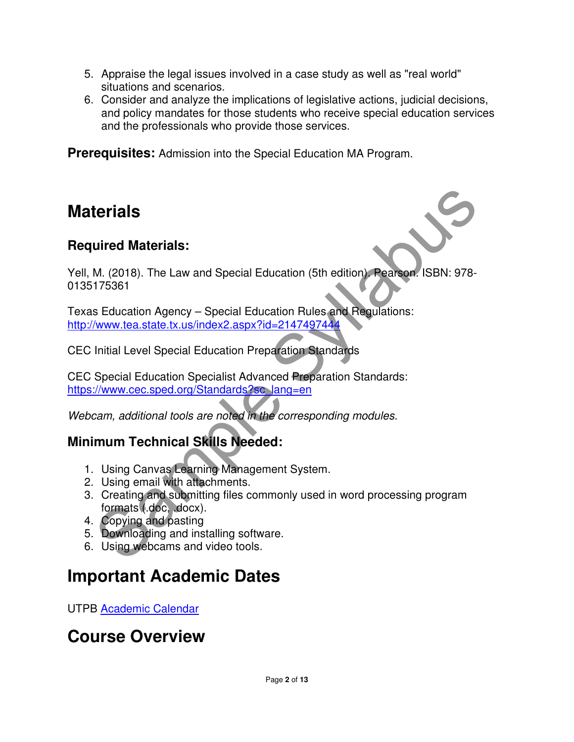5. Appraise the legal issues involved in a case study as well as "real world" situations and scenarios.
6. Consider and analyze the implications of legislative actions, judicial decisions, and policy mandates for those students who receive special education services and the professionals who provide those services.

**Prerequisites:** Admission into the Special Education MA Program.

# Materials

## Required Materials:

Yell, M. (2018). The Law and Special Education (5th edition). Pearson. ISBN: 978-0135175361

Texas Education Agency – Special Education Rules and Regulations: http://www.tea.state.tx.us/index2.aspx?id=2147497444

CEC Initial Level Special Education Preparation Standards

CEC Special Education Specialist Advanced Preparation Standards: https://www.cec.sped.org/Standards?sc_lang=en

*Webcam, additional tools are noted in the corresponding modules.*

## Minimum Technical Skills Needed:

1. Using Canvas Learning Management System.
2. Using email with attachments.
3. Creating and submitting files commonly used in word processing program formats (.doc, .docx).
4. Copying and pasting
5. Downloading and installing software.
6. Using webcams and video tools.

# Important Academic Dates

UTPB Academic Calendar

# Course Overview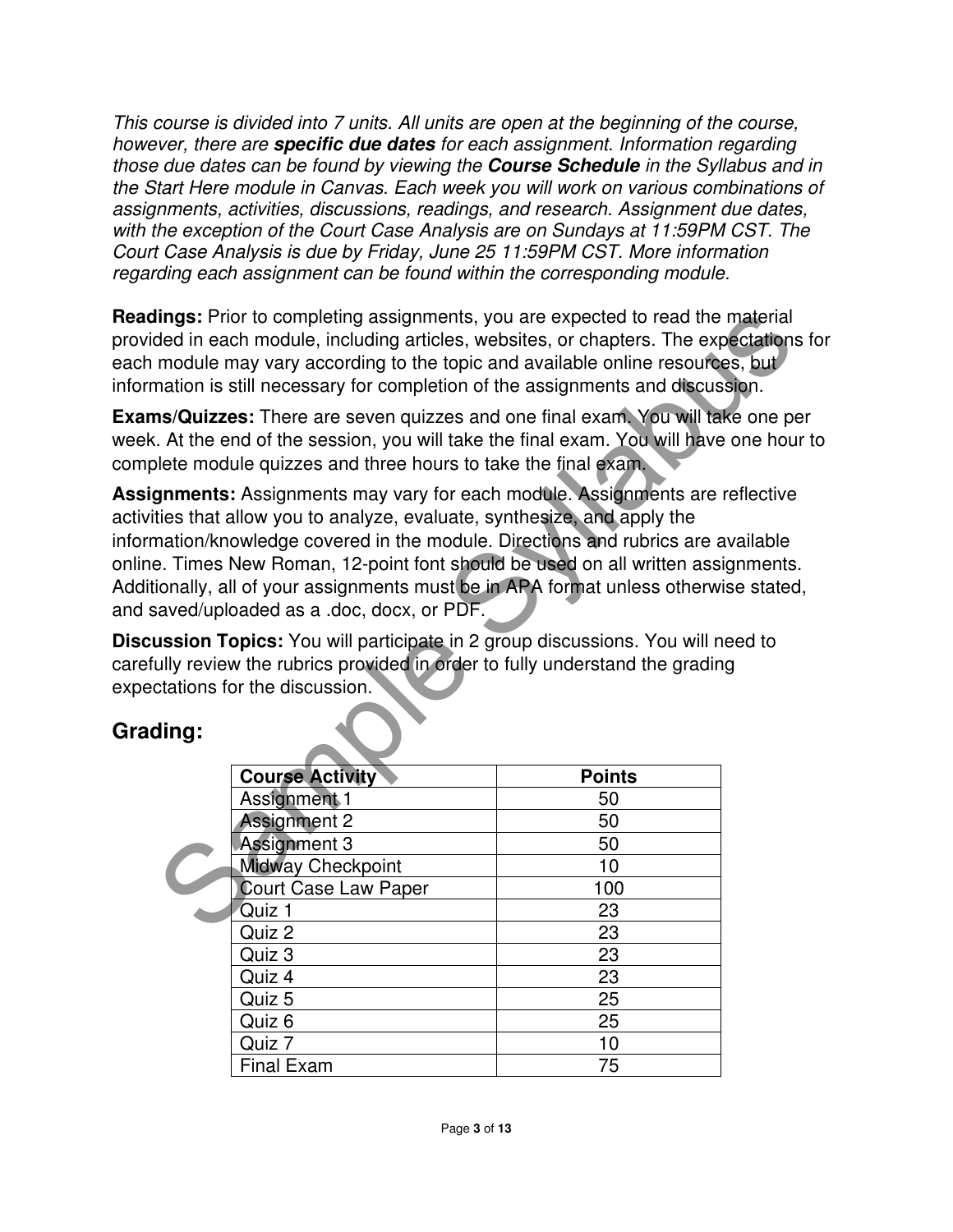*This course is divided into 7 units. All units are open at the beginning of the course, however, there are* ***specific due dates*** *for each assignment. Information regarding those due dates can be found by viewing the* ***Course Schedule*** *in the Syllabus and in the Start Here module in Canvas. Each week you will work on various combinations of assignments, activities, discussions, readings, and research. Assignment due dates, with the exception of the Court Case Analysis are on Sundays at 11:59PM CST. The Court Case Analysis is due by Friday, June 25 11:59PM CST. More information regarding each assignment can be found within the corresponding module.*

**Readings:** Prior to completing assignments, you are expected to read the material provided in each module, including articles, websites, or chapters. The expectations for each module may vary according to the topic and available online resources, but information is still necessary for completion of the assignments and discussion.

**Exams/Quizzes:** There are seven quizzes and one final exam. You will take one per week. At the end of the session, you will take the final exam. You will have one hour to complete module quizzes and three hours to take the final exam.

**Assignments:** Assignments may vary for each module. Assignments are reflective activities that allow you to analyze, evaluate, synthesize, and apply the information/knowledge covered in the module. Directions and rubrics are available online. Times New Roman, 12-point font should be used on all written assignments. Additionally, all of your assignments must be in APA format unless otherwise stated, and saved/uploaded as a .doc, docx, or PDF.

**Discussion Topics:** You will participate in 2 group discussions. You will need to carefully review the rubrics provided in order to fully understand the grading expectations for the discussion.

## Grading:

| Course Activity | Points |
|---|---|
| Assignment 1 | 50 |
| Assignment 2 | 50 |
| Assignment 3 | 50 |
| Midway Checkpoint | 10 |
| Court Case Law Paper | 100 |
| Quiz 1 | 23 |
| Quiz 2 | 23 |
| Quiz 3 | 23 |
| Quiz 4 | 23 |
| Quiz 5 | 25 |
| Quiz 6 | 25 |
| Quiz 7 | 10 |
| Final Exam | 75 |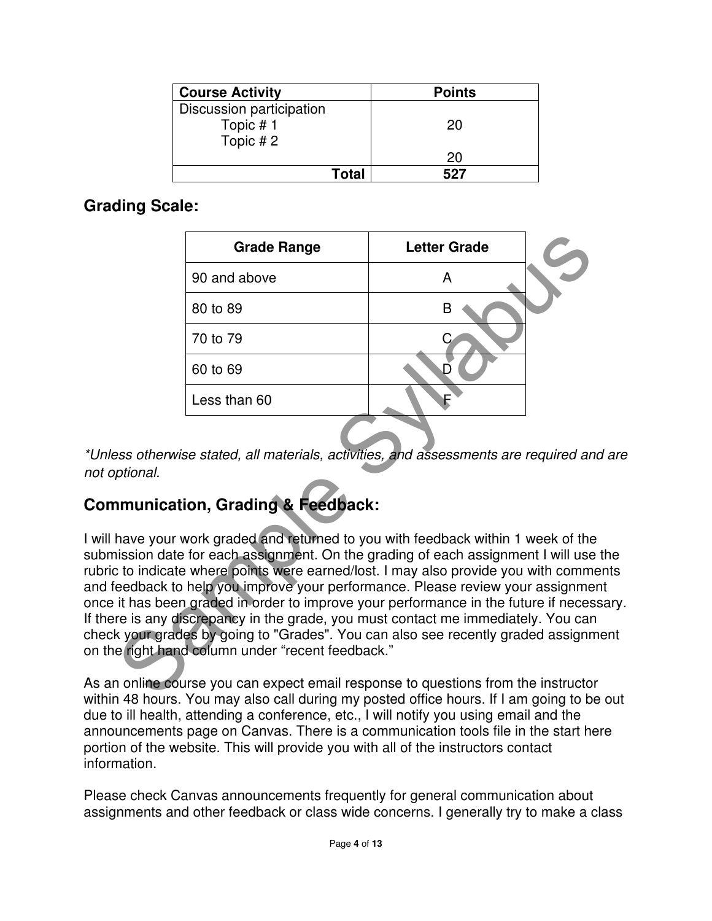| Course Activity | Points |
|---|---|
| Discussion participation<br>Topic # 1<br>Topic # 2 | 20<br><br>20 |
| **Total** | **527** |

## Grading Scale:

| Grade Range | Letter Grade |
|---|---|
| 90 and above | A |
| 80 to 89 | B |
| 70 to 79 | C |
| 60 to 69 | D |
| Less than 60 | F |

*\*Unless otherwise stated, all materials, activities, and assessments are required and are not optional.*

## Communication, Grading & Feedback:

I will have your work graded and returned to you with feedback within 1 week of the submission date for each assignment. On the grading of each assignment I will use the rubric to indicate where points were earned/lost. I may also provide you with comments and feedback to help you improve your performance. Please review your assignment once it has been graded in order to improve your performance in the future if necessary. If there is any discrepancy in the grade, you must contact me immediately. You can check your grades by going to "Grades". You can also see recently graded assignment on the right hand column under "recent feedback."

As an online course you can expect email response to questions from the instructor within 48 hours. You may also call during my posted office hours. If I am going to be out due to ill health, attending a conference, etc., I will notify you using email and the announcements page on Canvas. There is a communication tools file in the start here portion of the website. This will provide you with all of the instructors contact information.

Please check Canvas announcements frequently for general communication about assignments and other feedback or class wide concerns. I generally try to make a class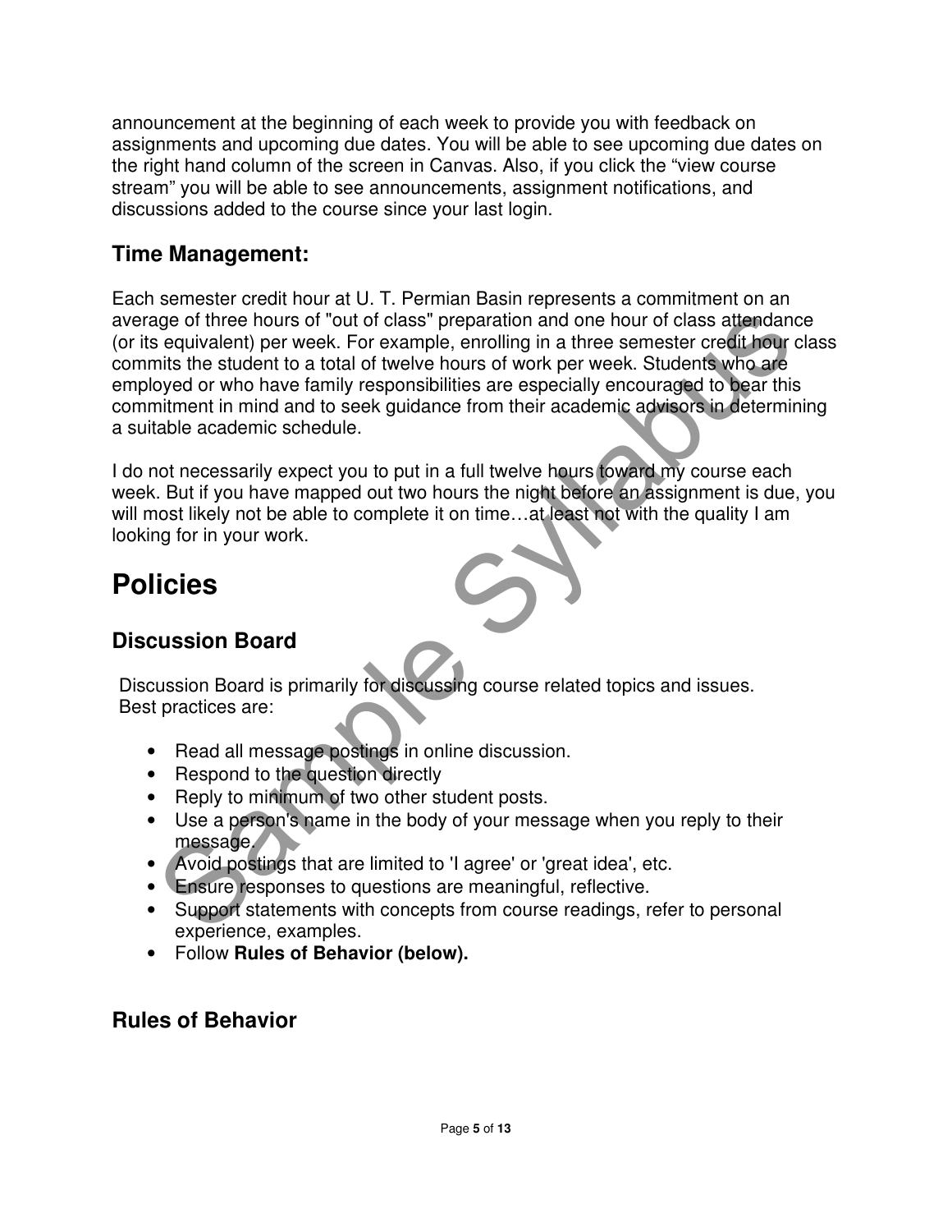announcement at the beginning of each week to provide you with feedback on assignments and upcoming due dates. You will be able to see upcoming due dates on the right hand column of the screen in Canvas. Also, if you click the "view course stream" you will be able to see announcements, assignment notifications, and discussions added to the course since your last login.

## Time Management:

Each semester credit hour at U. T. Permian Basin represents a commitment on an average of three hours of "out of class" preparation and one hour of class attendance (or its equivalent) per week. For example, enrolling in a three semester credit hour class commits the student to a total of twelve hours of work per week. Students who are employed or who have family responsibilities are especially encouraged to bear this commitment in mind and to seek guidance from their academic advisors in determining a suitable academic schedule.

I do not necessarily expect you to put in a full twelve hours toward my course each week. But if you have mapped out two hours the night before an assignment is due, you will most likely not be able to complete it on time…at least not with the quality I am looking for in your work.

# Policies

## Discussion Board

Discussion Board is primarily for discussing course related topics and issues. Best practices are:

- Read all message postings in online discussion.
- Respond to the question directly
- Reply to minimum of two other student posts.
- Use a person's name in the body of your message when you reply to their message.
- Avoid postings that are limited to 'I agree' or 'great idea', etc.
- Ensure responses to questions are meaningful, reflective.
- Support statements with concepts from course readings, refer to personal experience, examples.
- Follow **Rules of Behavior (below).**

## Rules of Behavior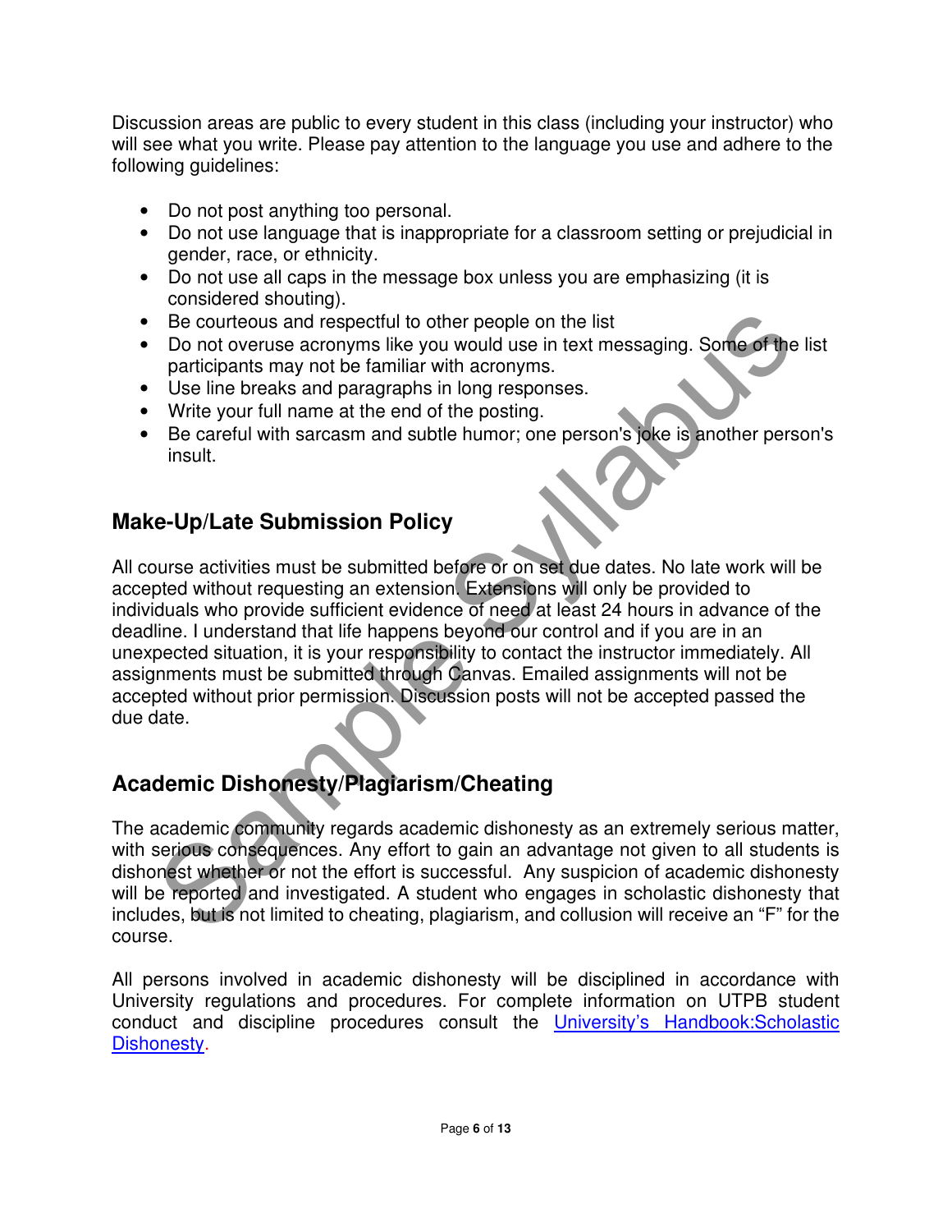Discussion areas are public to every student in this class (including your instructor) who will see what you write. Please pay attention to the language you use and adhere to the following guidelines:

- Do not post anything too personal.
- Do not use language that is inappropriate for a classroom setting or prejudicial in gender, race, or ethnicity.
- Do not use all caps in the message box unless you are emphasizing (it is considered shouting).
- Be courteous and respectful to other people on the list
- Do not overuse acronyms like you would use in text messaging. Some of the list participants may not be familiar with acronyms.
- Use line breaks and paragraphs in long responses.
- Write your full name at the end of the posting.
- Be careful with sarcasm and subtle humor; one person's joke is another person's insult.

## Make-Up/Late Submission Policy

All course activities must be submitted before or on set due dates. No late work will be accepted without requesting an extension. Extensions will only be provided to individuals who provide sufficient evidence of need at least 24 hours in advance of the deadline. I understand that life happens beyond our control and if you are in an unexpected situation, it is your responsibility to contact the instructor immediately. All assignments must be submitted through Canvas. Emailed assignments will not be accepted without prior permission. Discussion posts will not be accepted passed the due date.

## Academic Dishonesty/Plagiarism/Cheating

The academic community regards academic dishonesty as an extremely serious matter, with serious consequences. Any effort to gain an advantage not given to all students is dishonest whether or not the effort is successful. Any suspicion of academic dishonesty will be reported and investigated. A student who engages in scholastic dishonesty that includes, but is not limited to cheating, plagiarism, and collusion will receive an "F" for the course.

All persons involved in academic dishonesty will be disciplined in accordance with University regulations and procedures. For complete information on UTPB student conduct and discipline procedures consult the University's Handbook:Scholastic Dishonesty.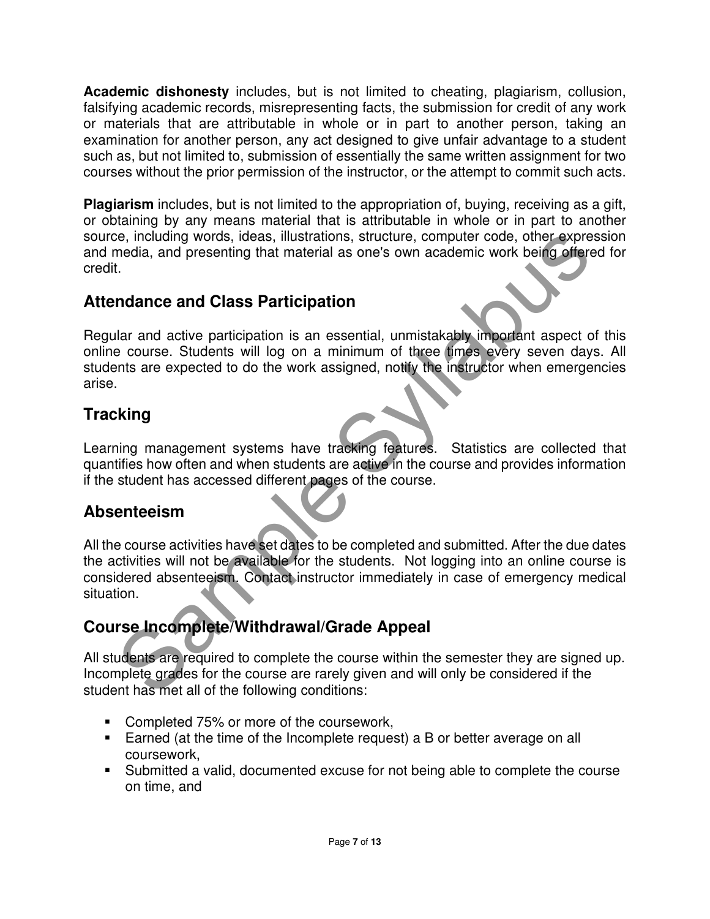**Academic dishonesty** includes, but is not limited to cheating, plagiarism, collusion, falsifying academic records, misrepresenting facts, the submission for credit of any work or materials that are attributable in whole or in part to another person, taking an examination for another person, any act designed to give unfair advantage to a student such as, but not limited to, submission of essentially the same written assignment for two courses without the prior permission of the instructor, or the attempt to commit such acts.

**Plagiarism** includes, but is not limited to the appropriation of, buying, receiving as a gift, or obtaining by any means material that is attributable in whole or in part to another source, including words, ideas, illustrations, structure, computer code, other expression and media, and presenting that material as one's own academic work being offered for credit.

## Attendance and Class Participation

Regular and active participation is an essential, unmistakably important aspect of this online course. Students will log on a minimum of three times every seven days. All students are expected to do the work assigned, notify the instructor when emergencies arise.

## Tracking

Learning management systems have tracking features. Statistics are collected that quantifies how often and when students are active in the course and provides information if the student has accessed different pages of the course.

## Absenteeism

All the course activities have set dates to be completed and submitted. After the due dates the activities will not be available for the students. Not logging into an online course is considered absenteeism. Contact instructor immediately in case of emergency medical situation.

## Course Incomplete/Withdrawal/Grade Appeal

All students are required to complete the course within the semester they are signed up. Incomplete grades for the course are rarely given and will only be considered if the student has met all of the following conditions:

- Completed 75% or more of the coursework,
- Earned (at the time of the Incomplete request) a B or better average on all coursework,
- Submitted a valid, documented excuse for not being able to complete the course on time, and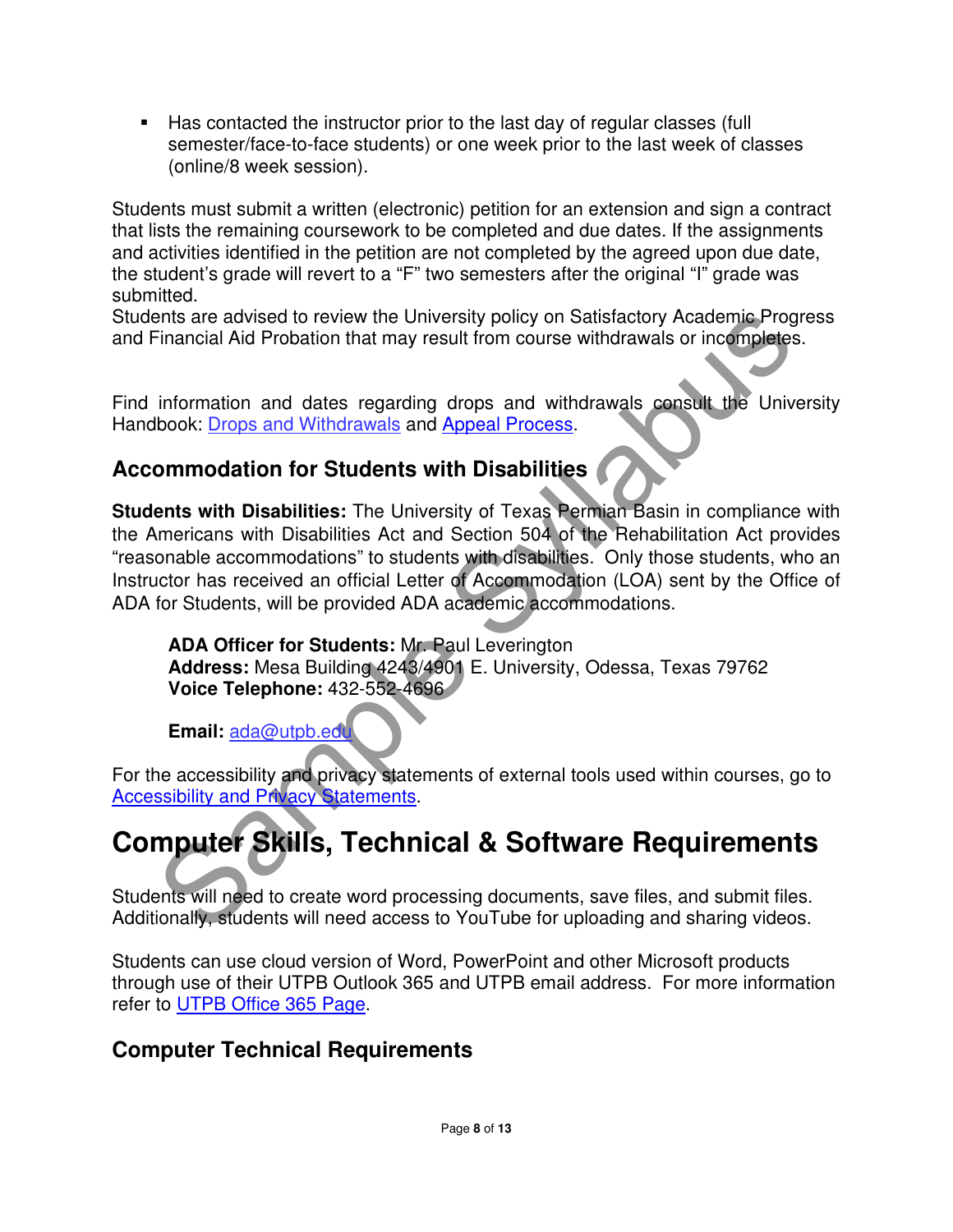- Has contacted the instructor prior to the last day of regular classes (full semester/face-to-face students) or one week prior to the last week of classes (online/8 week session).

Students must submit a written (electronic) petition for an extension and sign a contract that lists the remaining coursework to be completed and due dates. If the assignments and activities identified in the petition are not completed by the agreed upon due date, the student's grade will revert to a "F" two semesters after the original "I" grade was submitted.
Students are advised to review the University policy on Satisfactory Academic Progress and Financial Aid Probation that may result from course withdrawals or incompletes.

Find information and dates regarding drops and withdrawals consult the University Handbook: [Drops and Withdrawals] and [Appeal Process].

### Accommodation for Students with Disabilities

**Students with Disabilities:** The University of Texas Permian Basin in compliance with the Americans with Disabilities Act and Section 504 of the Rehabilitation Act provides "reasonable accommodations" to students with disabilities. Only those students, who an Instructor has received an official Letter of Accommodation (LOA) sent by the Office of ADA for Students, will be provided ADA academic accommodations.

> **ADA Officer for Students:** Mr. Paul Leverington
> **Address:** Mesa Building 4243/4901 E. University, Odessa, Texas 79762
> **Voice Telephone:** 432-552-4696
>
> **Email:** ada@utpb.edu

For the accessibility and privacy statements of external tools used within courses, go to [Accessibility and Privacy Statements].

## Computer Skills, Technical & Software Requirements

Students will need to create word processing documents, save files, and submit files. Additionally, students will need access to YouTube for uploading and sharing videos.

Students can use cloud version of Word, PowerPoint and other Microsoft products through use of their UTPB Outlook 365 and UTPB email address. For more information refer to [UTPB Office 365 Page].

### Computer Technical Requirements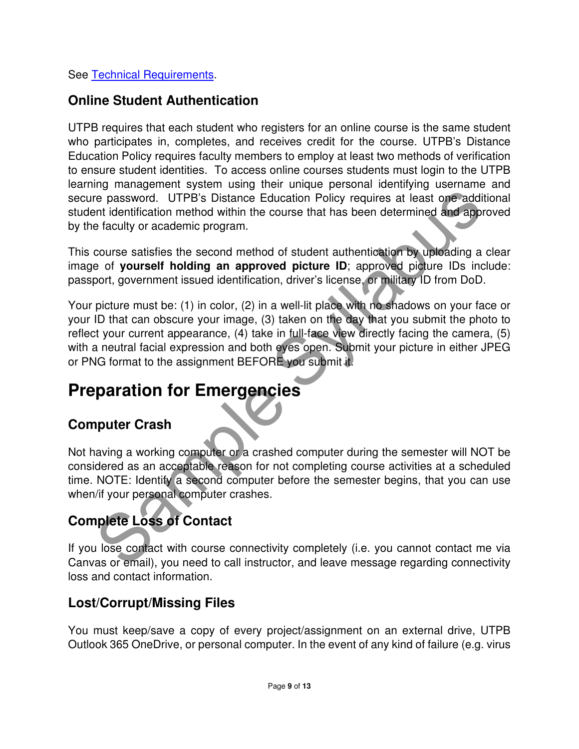See Technical Requirements.

## Online Student Authentication

UTPB requires that each student who registers for an online course is the same student who participates in, completes, and receives credit for the course. UTPB's Distance Education Policy requires faculty members to employ at least two methods of verification to ensure student identities. To access online courses students must login to the UTPB learning management system using their unique personal identifying username and secure password. UTPB's Distance Education Policy requires at least one additional student identification method within the course that has been determined and approved by the faculty or academic program.

This course satisfies the second method of student authentication by uploading a clear image of **yourself holding an approved picture ID**; approved picture IDs include: passport, government issued identification, driver's license, or military ID from DoD.

Your picture must be: (1) in color, (2) in a well-lit place with no shadows on your face or your ID that can obscure your image, (3) taken on the day that you submit the photo to reflect your current appearance, (4) take in full-face view directly facing the camera, (5) with a neutral facial expression and both eyes open. Submit your picture in either JPEG or PNG format to the assignment BEFORE you submit it.

# Preparation for Emergencies

## Computer Crash

Not having a working computer or a crashed computer during the semester will NOT be considered as an acceptable reason for not completing course activities at a scheduled time. NOTE: Identify a second computer before the semester begins, that you can use when/if your personal computer crashes.

## Complete Loss of Contact

If you lose contact with course connectivity completely (i.e. you cannot contact me via Canvas or email), you need to call instructor, and leave message regarding connectivity loss and contact information.

## Lost/Corrupt/Missing Files

You must keep/save a copy of every project/assignment on an external drive, UTPB Outlook 365 OneDrive, or personal computer. In the event of any kind of failure (e.g. virus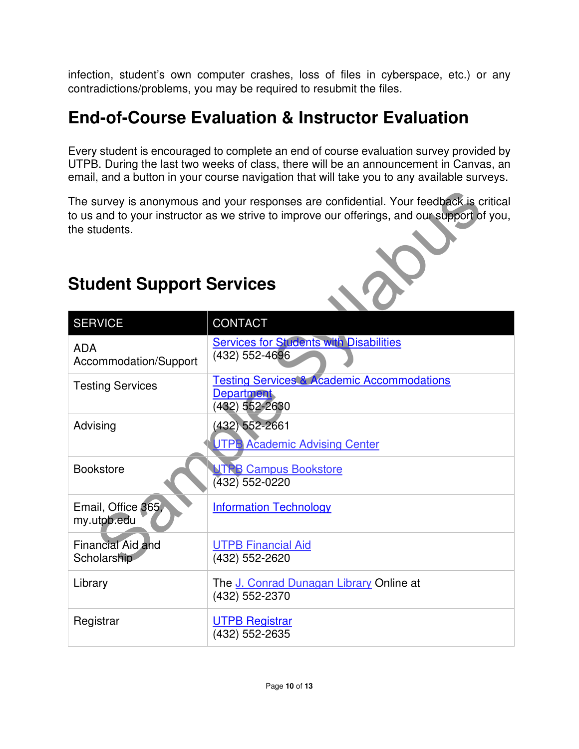infection, student's own computer crashes, loss of files in cyberspace, etc.) or any contradictions/problems, you may be required to resubmit the files.

## End-of-Course Evaluation & Instructor Evaluation

Every student is encouraged to complete an end of course evaluation survey provided by UTPB. During the last two weeks of class, there will be an announcement in Canvas, an email, and a button in your course navigation that will take you to any available surveys.

The survey is anonymous and your responses are confidential. Your feedback is critical to us and to your instructor as we strive to improve our offerings, and our support of you, the students.

## Student Support Services

| SERVICE | CONTACT |
|---|---|
| ADA Accommodation/Support | Services for Students with Disabilities (432) 552-4696 |
| Testing Services | Testing Services & Academic Accommodations Department (432) 552-2630 |
| Advising | (432) 552-2661 UTPB Academic Advising Center |
| Bookstore | UTPB Campus Bookstore (432) 552-0220 |
| Email, Office 365, my.utpb.edu | Information Technology |
| Financial Aid and Scholarship | UTPB Financial Aid (432) 552-2620 |
| Library | The J. Conrad Dunagan Library Online at (432) 552-2370 |
| Registrar | UTPB Registrar (432) 552-2635 |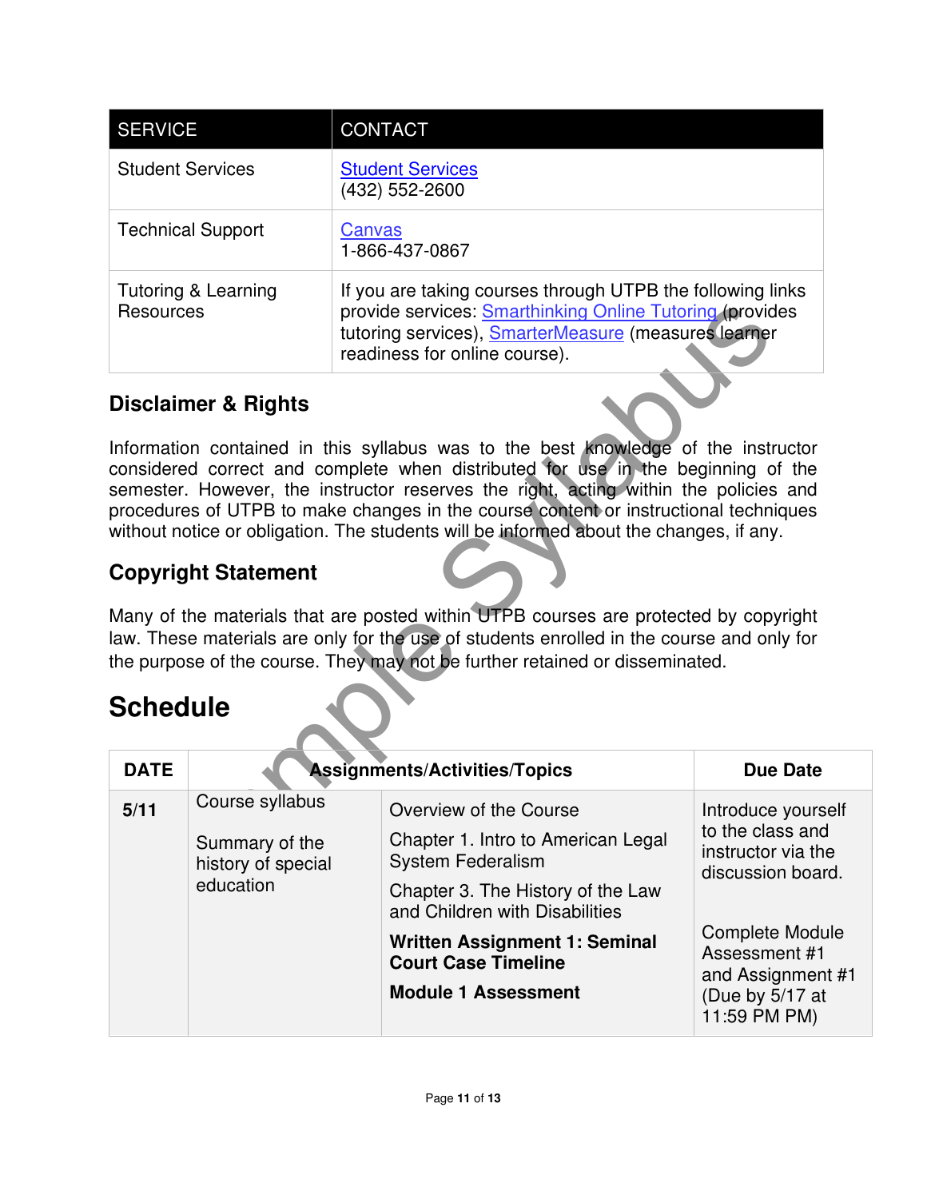| SERVICE | CONTACT |
| --- | --- |
| Student Services | Student Services<br>(432) 552-2600 |
| Technical Support | Canvas<br>1-866-437-0867 |
| Tutoring & Learning Resources | If you are taking courses through UTPB the following links provide services: Smarthinking Online Tutoring (provides tutoring services), SmarterMeasure (measures learner readiness for online course). |

### Disclaimer & Rights

Information contained in this syllabus was to the best knowledge of the instructor considered correct and complete when distributed for use in the beginning of the semester. However, the instructor reserves the right, acting within the policies and procedures of UTPB to make changes in the course content or instructional techniques without notice or obligation. The students will be informed about the changes, if any.

### Copyright Statement

Many of the materials that are posted within UTPB courses are protected by copyright law. These materials are only for the use of students enrolled in the course and only for the purpose of the course. They may not be further retained or disseminated.

## Schedule

| DATE | Assignments/Activities/Topics | | Due Date |
| --- | --- | --- | --- |
| 5/11 | Course syllabus<br><br>Summary of the history of special education | Overview of the Course<br><br>Chapter 1. Intro to American Legal System Federalism<br><br>Chapter 3. The History of the Law and Children with Disabilities<br><br>**Written Assignment 1: Seminal Court Case Timeline**<br><br>**Module 1 Assessment** | Introduce yourself to the class and instructor via the discussion board.<br><br>Complete Module Assessment #1 and Assignment #1 (Due by 5/17 at 11:59 PM PM) |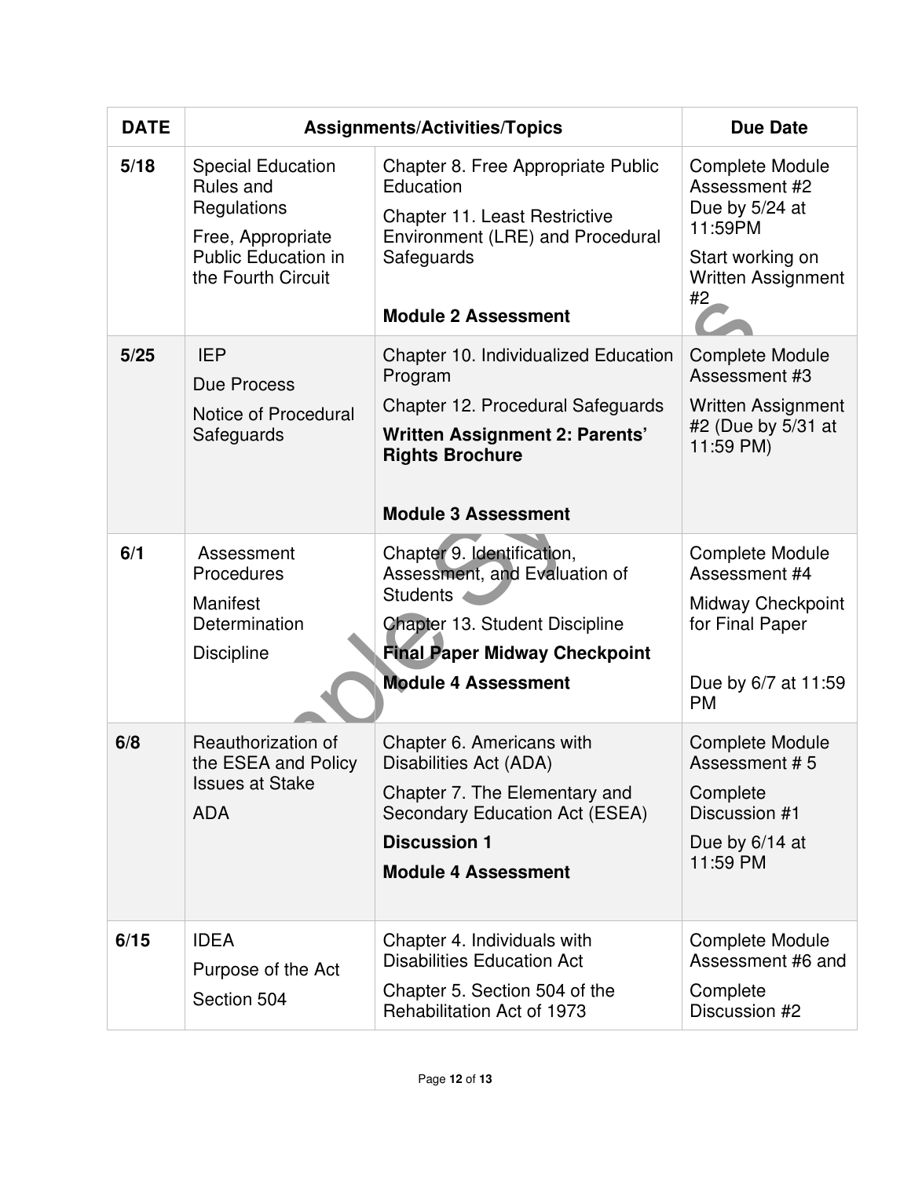| DATE | Assignments/Activities/Topics | | Due Date |
|---|---|---|---|
| **5/18** | Special Education Rules and Regulations<br>Free, Appropriate Public Education in the Fourth Circuit | Chapter 8. Free Appropriate Public Education<br>Chapter 11. Least Restrictive Environment (LRE) and Procedural Safeguards<br>**Module 2 Assessment** | Complete Module Assessment #2 Due by 5/24 at 11:59PM<br>Start working on Written Assignment #2 |
| **5/25** | IEP<br>Due Process<br>Notice of Procedural Safeguards | Chapter 10. Individualized Education Program<br>Chapter 12. Procedural Safeguards<br>**Written Assignment 2: Parents' Rights Brochure**<br>**Module 3 Assessment** | Complete Module Assessment #3<br>Written Assignment #2 (Due by 5/31 at 11:59 PM) |
| **6/1** | Assessment Procedures<br>Manifest Determination<br>Discipline | Chapter 9. Identification, Assessment, and Evaluation of Students<br>Chapter 13. Student Discipline<br>**Final Paper Midway Checkpoint**<br>**Module 4 Assessment** | Complete Module Assessment #4<br>Midway Checkpoint for Final Paper<br>Due by 6/7 at 11:59 PM |
| **6/8** | Reauthorization of the ESEA and Policy Issues at Stake<br>ADA | Chapter 6. Americans with Disabilities Act (ADA)<br>Chapter 7. The Elementary and Secondary Education Act (ESEA)<br>**Discussion 1**<br>**Module 4 Assessment** | Complete Module Assessment # 5<br>Complete Discussion #1<br>Due by 6/14 at 11:59 PM |
| **6/15** | IDEA<br>Purpose of the Act<br>Section 504 | Chapter 4. Individuals with Disabilities Education Act<br>Chapter 5. Section 504 of the Rehabilitation Act of 1973 | Complete Module Assessment #6 and<br>Complete Discussion #2 |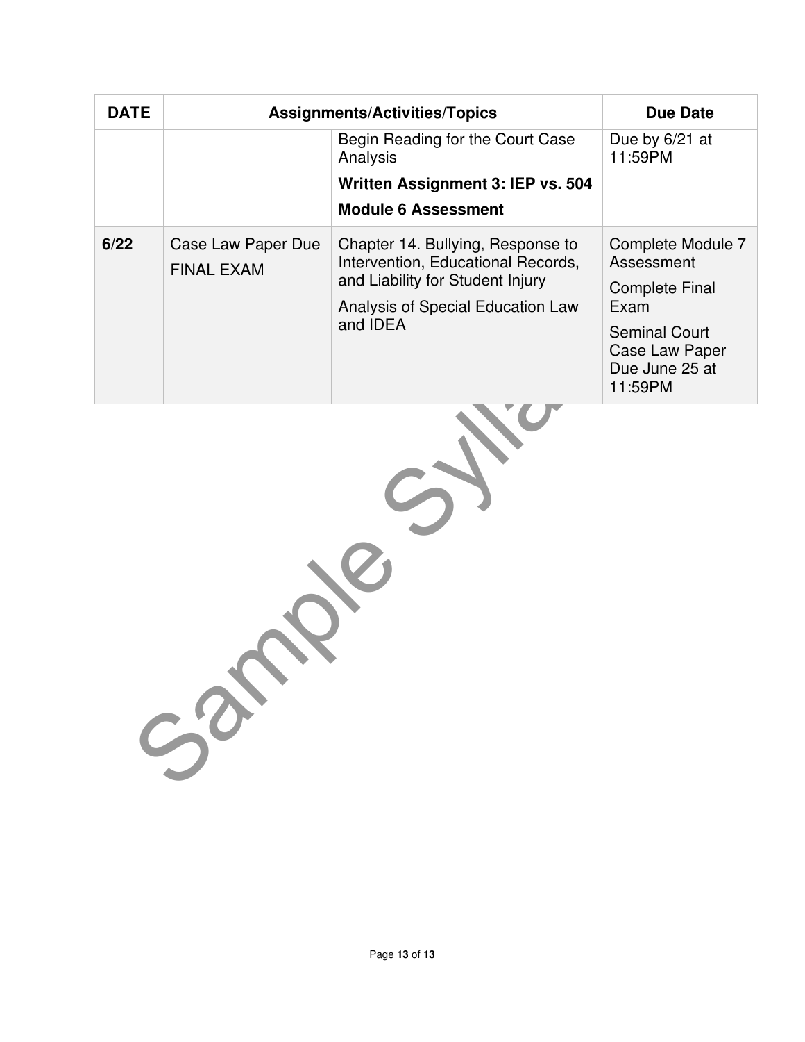| DATE | Assignments/Activities/Topics | | Due Date |
|---|---|---|---|
| | | Begin Reading for the Court Case Analysis<br>**Written Assignment 3: IEP vs. 504**<br>**Module 6 Assessment** | Due by 6/21 at 11:59PM |
| **6/22** | Case Law Paper Due<br>FINAL EXAM | Chapter 14. Bullying, Response to Intervention, Educational Records, and Liability for Student Injury<br>Analysis of Special Education Law and IDEA | Complete Module 7 Assessment<br>Complete Final Exam<br>Seminal Court Case Law Paper Due June 25 at 11:59PM |